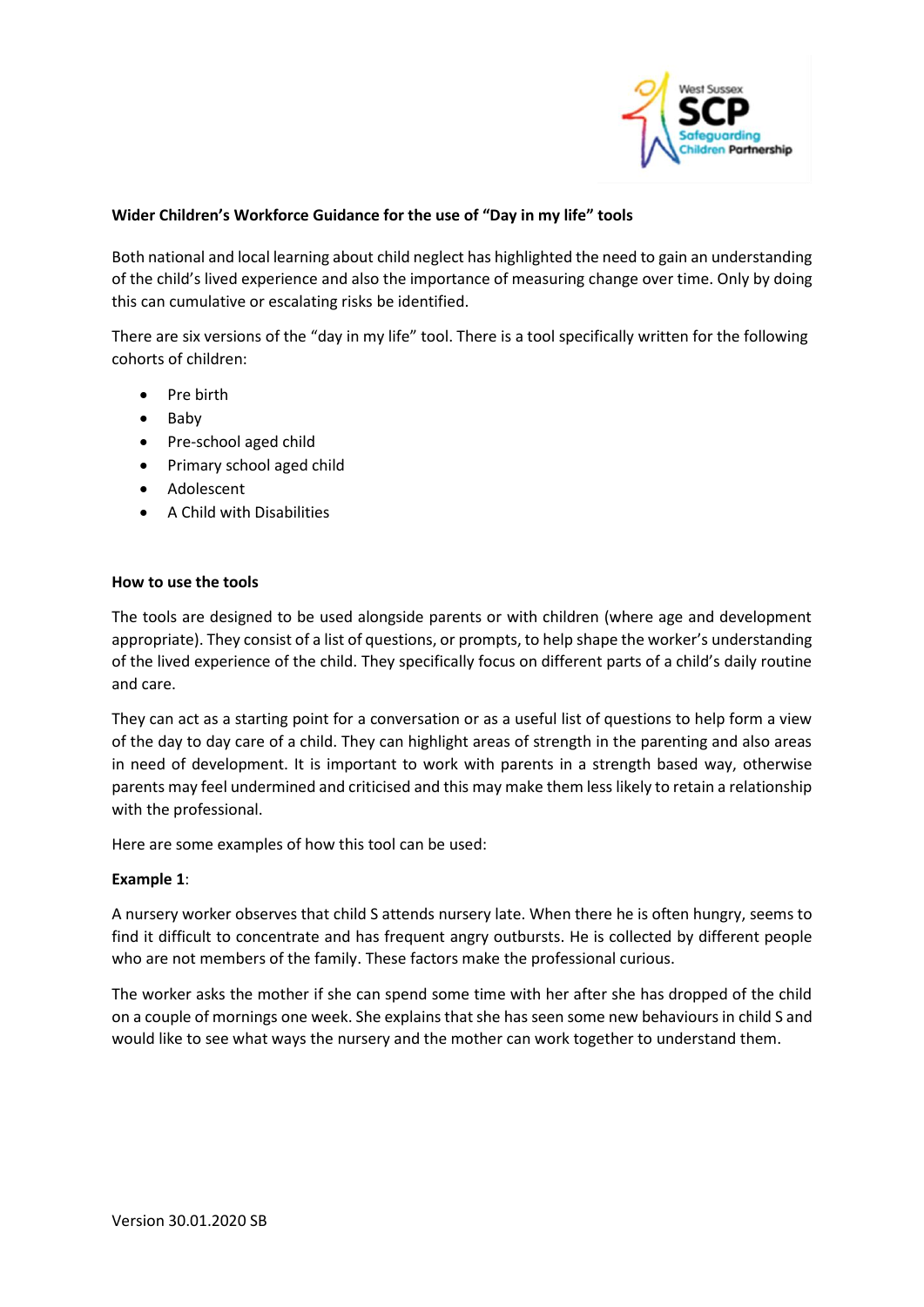**Wider Children's Workforce Guidance for the use of "Day in my life" tools**

Both national and local learning about child neglect has highlighted the need to gain an understanding of the child's lived experience and also the importance of measuring change over time. Only by doing this can cumulative or escalating risks be identified.

There are six versions of the "day in my life" tool. There is a tool specifically written for the following cohorts of children:

- Pre birth
- Baby
- Pre-school aged child
- Primary school aged child
- Adolescent
- A Child with Disabilities

**How to use the tools**

The tools are designed to be used alongside parents or with children (where age and development appropriate). They consist of a list of questions, or prompts, to help shape the worker's understanding of the lived experience of the child. They specifically focus on different parts of a child's daily routine and care.

They can act as a starting point for a conversation or as a useful list of questions to help form a view of the day to day care of a child. They can highlight areas of strength in the parenting and also areas in need of development. It is important to work with parents in a strength based way, otherwise parents may feel undermined and criticised and this may make them less likely to retain a relationship with the professional.

Here are some examples of how this tool can be used:

**Example 1**:

A nursery worker observes that child S attends nursery late. When there he is often hungry, seems to find it difficult to concentrate and has frequent angry outbursts. He is collected by different people who are not members of the family. These factors make the professional curious.

The worker asks the mother if she can spend some time with her after she has dropped of the child on a couple of mornings one week. She explains that she has seen some new behaviours in child S and would like to see what ways the nursery and the mother can work together to understand them.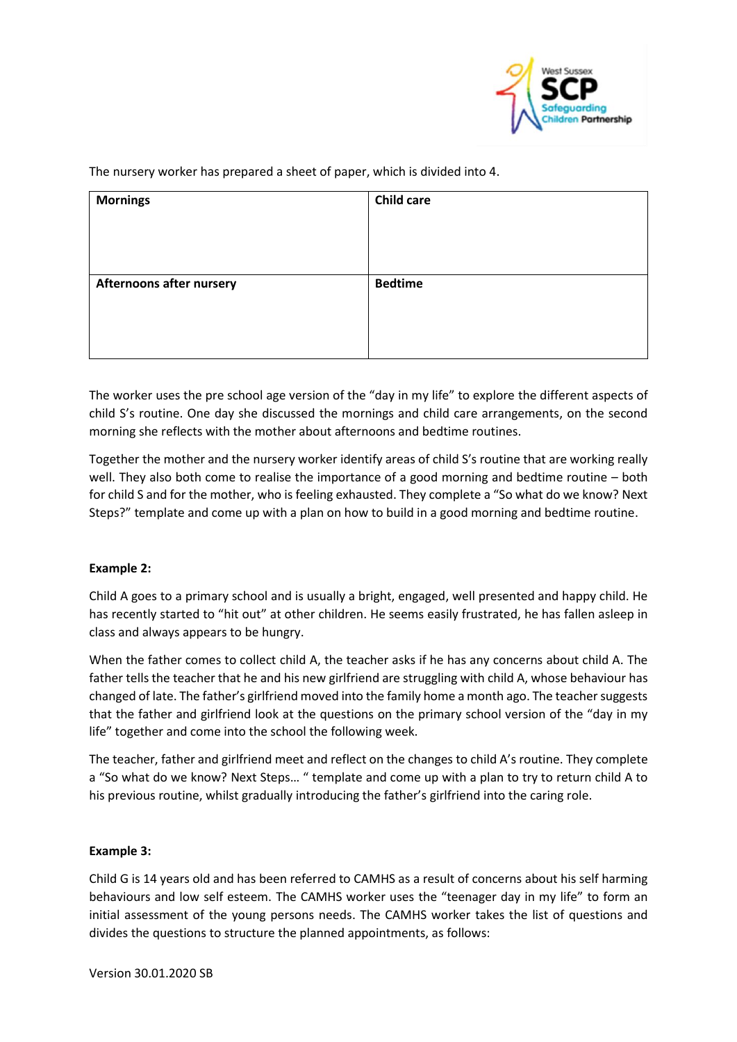The nursery worker has prepared a sheet of paper, which is divided into 4.

| **Mornings** | **Child care** |
| --- | --- |
| **Afternoons after nursery** | **Bedtime** |

The worker uses the pre school age version of the "day in my life" to explore the different aspects of child S's routine. One day she discussed the mornings and child care arrangements, on the second morning she reflects with the mother about afternoons and bedtime routines.

Together the mother and the nursery worker identify areas of child S's routine that are working really well. They also both come to realise the importance of a good morning and bedtime routine – both for child S and for the mother, who is feeling exhausted. They complete a "So what do we know? Next Steps?" template and come up with a plan on how to build in a good morning and bedtime routine.

**Example 2:**

Child A goes to a primary school and is usually a bright, engaged, well presented and happy child. He has recently started to "hit out" at other children. He seems easily frustrated, he has fallen asleep in class and always appears to be hungry.

When the father comes to collect child A, the teacher asks if he has any concerns about child A. The father tells the teacher that he and his new girlfriend are struggling with child A, whose behaviour has changed of late. The father's girlfriend moved into the family home a month ago. The teacher suggests that the father and girlfriend look at the questions on the primary school version of the "day in my life" together and come into the school the following week.

The teacher, father and girlfriend meet and reflect on the changes to child A's routine. They complete a "So what do we know? Next Steps… " template and come up with a plan to try to return child A to his previous routine, whilst gradually introducing the father's girlfriend into the caring role.

**Example 3:**

Child G is 14 years old and has been referred to CAMHS as a result of concerns about his self harming behaviours and low self esteem. The CAMHS worker uses the "teenager day in my life" to form an initial assessment of the young persons needs. The CAMHS worker takes the list of questions and divides the questions to structure the planned appointments, as follows: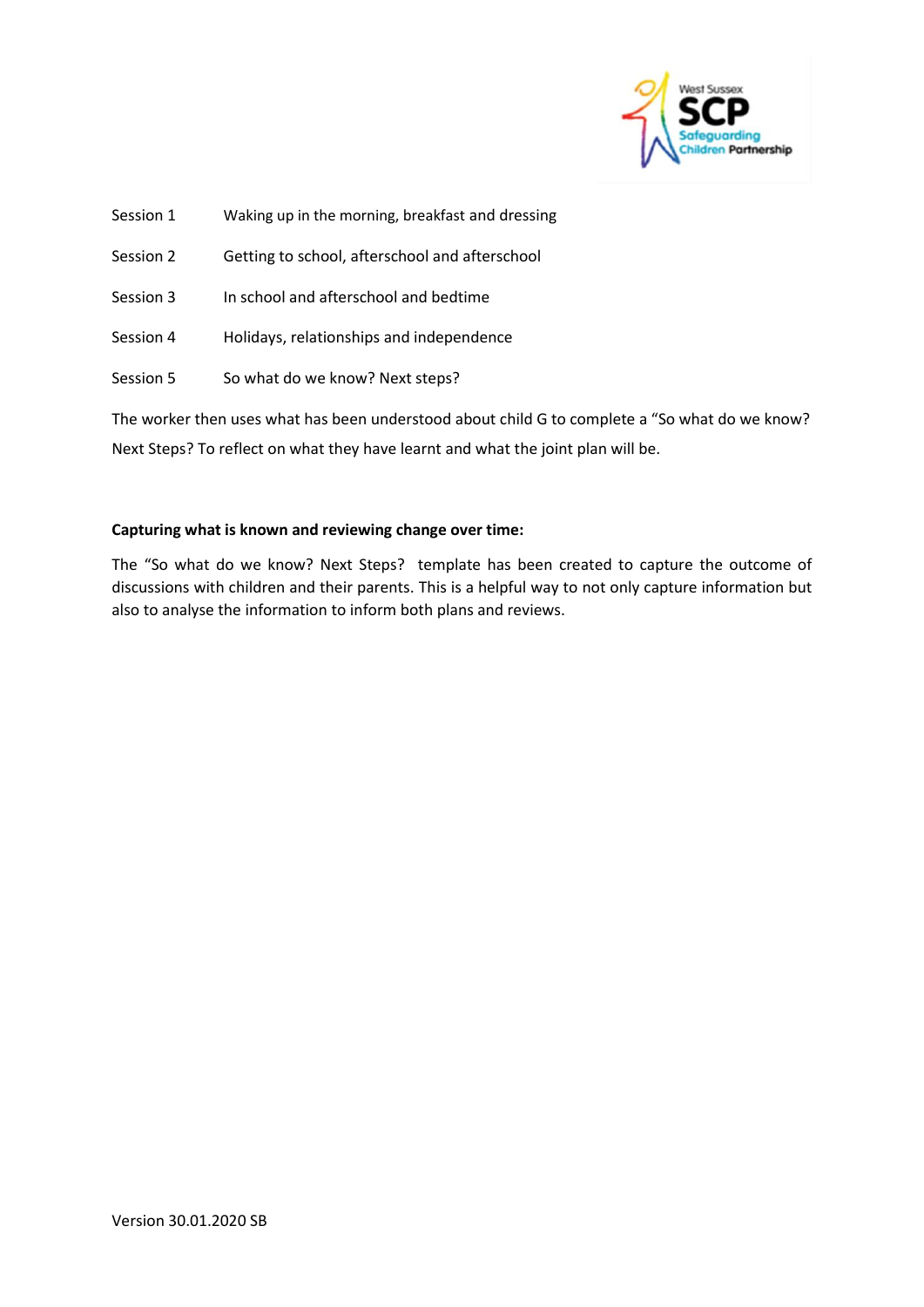| | |
|---|---|
| Session 1 | Waking up in the morning, breakfast and dressing |
| Session 2 | Getting to school, afterschool and afterschool |
| Session 3 | In school and afterschool and bedtime |
| Session 4 | Holidays, relationships and independence |
| Session 5 | So what do we know? Next steps? |

The worker then uses what has been understood about child G to complete a "So what do we know? Next Steps? To reflect on what they have learnt and what the joint plan will be.

**Capturing what is known and reviewing change over time:**

The "So what do we know? Next Steps? template has been created to capture the outcome of discussions with children and their parents. This is a helpful way to not only capture information but also to analyse the information to inform both plans and reviews.

Version 30.01.2020 SB